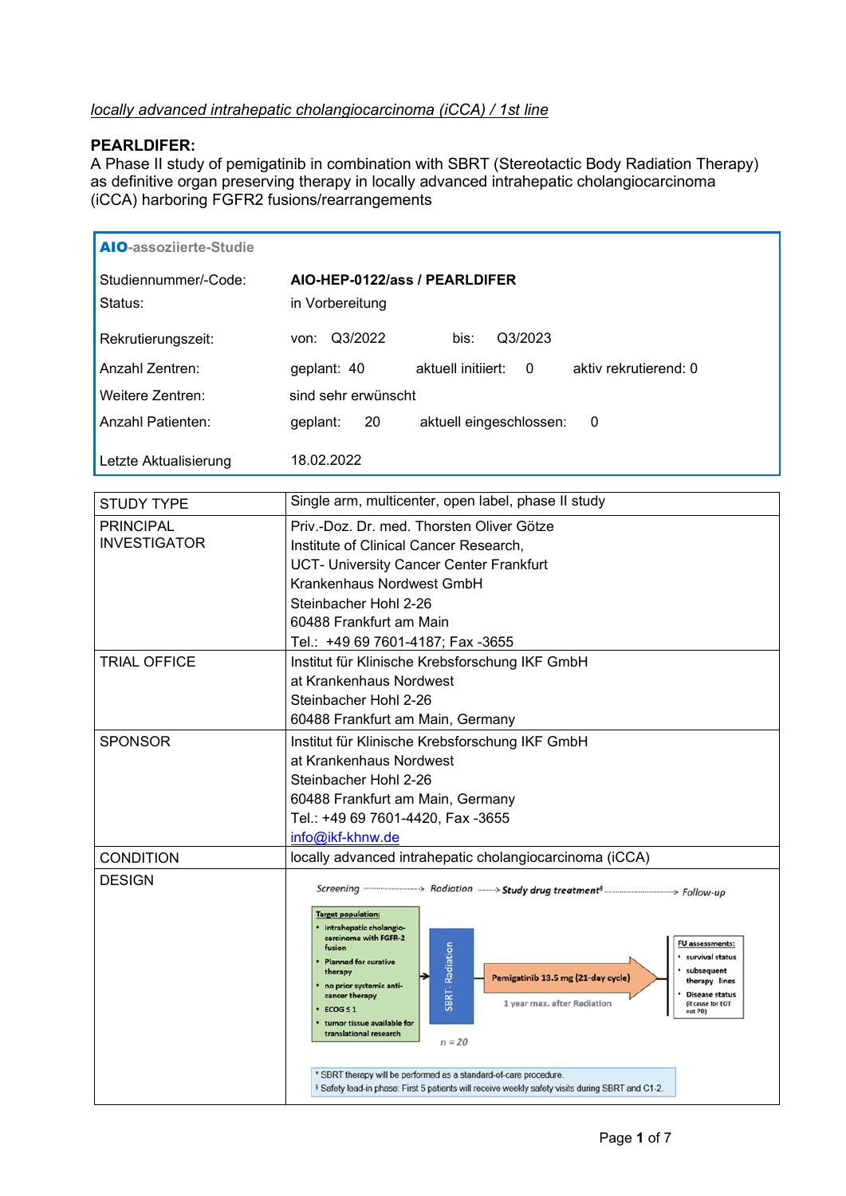*locally advanced intrahepatic cholangiocarcinoma (iCCA) / 1st line*

**PEARLDIFER:**
A Phase II study of pemigatinib in combination with SBRT (Stereotactic Body Radiation Therapy) as definitive organ preserving therapy in locally advanced intrahepatic cholangiocarcinoma (iCCA) harboring FGFR2 fusions/rearrangements

**AIO**-assoziierte-Studie

| | |
|---|---|
| Studiennummer/-Code: | **AIO-HEP-0122/ass / PEARLDIFER** |
| Status: | in Vorbereitung |
| Rekrutierungszeit: | von: Q3/2022 bis: Q3/2023 |
| Anzahl Zentren: | geplant: 40 aktuell initiiert: 0 aktiv rekrutierend: 0 |
| Weitere Zentren: | sind sehr erwünscht |
| Anzahl Patienten: | geplant: 20 aktuell eingeschlossen: 0 |
| Letzte Aktualisierung | 18.02.2022 |

| | |
|---|---|
| STUDY TYPE | Single arm, multicenter, open label, phase II study |
| PRINCIPAL INVESTIGATOR | Priv.-Doz. Dr. med. Thorsten Oliver Götze<br>Institute of Clinical Cancer Research,<br>UCT- University Cancer Center Frankfurt<br>Krankenhaus Nordwest GmbH<br>Steinbacher Hohl 2-26<br>60488 Frankfurt am Main<br>Tel.: +49 69 7601-4187; Fax -3655 |
| TRIAL OFFICE | Institut für Klinische Krebsforschung IKF GmbH<br>at Krankenhaus Nordwest<br>Steinbacher Hohl 2-26<br>60488 Frankfurt am Main, Germany |
| SPONSOR | Institut für Klinische Krebsforschung IKF GmbH<br>at Krankenhaus Nordwest<br>Steinbacher Hohl 2-26<br>60488 Frankfurt am Main, Germany<br>Tel.: +49 69 7601-4420, Fax -3655<br>info@ikf-khnw.de |
| CONDITION | locally advanced intrahepatic cholangiocarcinoma (iCCA) |
| DESIGN | Screening → Radiation → Study drug treatment[§] → Follow-up<br><br>**Target population:**<br>• intrahepatic cholangio-carcinoma with FGFR-2 fusion<br>• Planned for curative therapy<br>• no prior systemic anti-cancer therapy<br>• ECOG ≤ 1<br>• tumor tissue available for translational research<br><br>SBRT - Radiation[*] → Pemigatinib 13.5 mg (21-day cycle), 1 year max. after Radiation<br><br>n = 20<br><br>**FU assessments:**<br>• survival status<br>• subsequent therapy lines<br>• Disease status (if cause for EOT not PD)<br><br>[*] SBRT therapy will be performed as a standard-of-care procedure.<br>[§] Safety lead-in phase: First 5 patients will receive weekly safety visits during SBRT and C1-2. |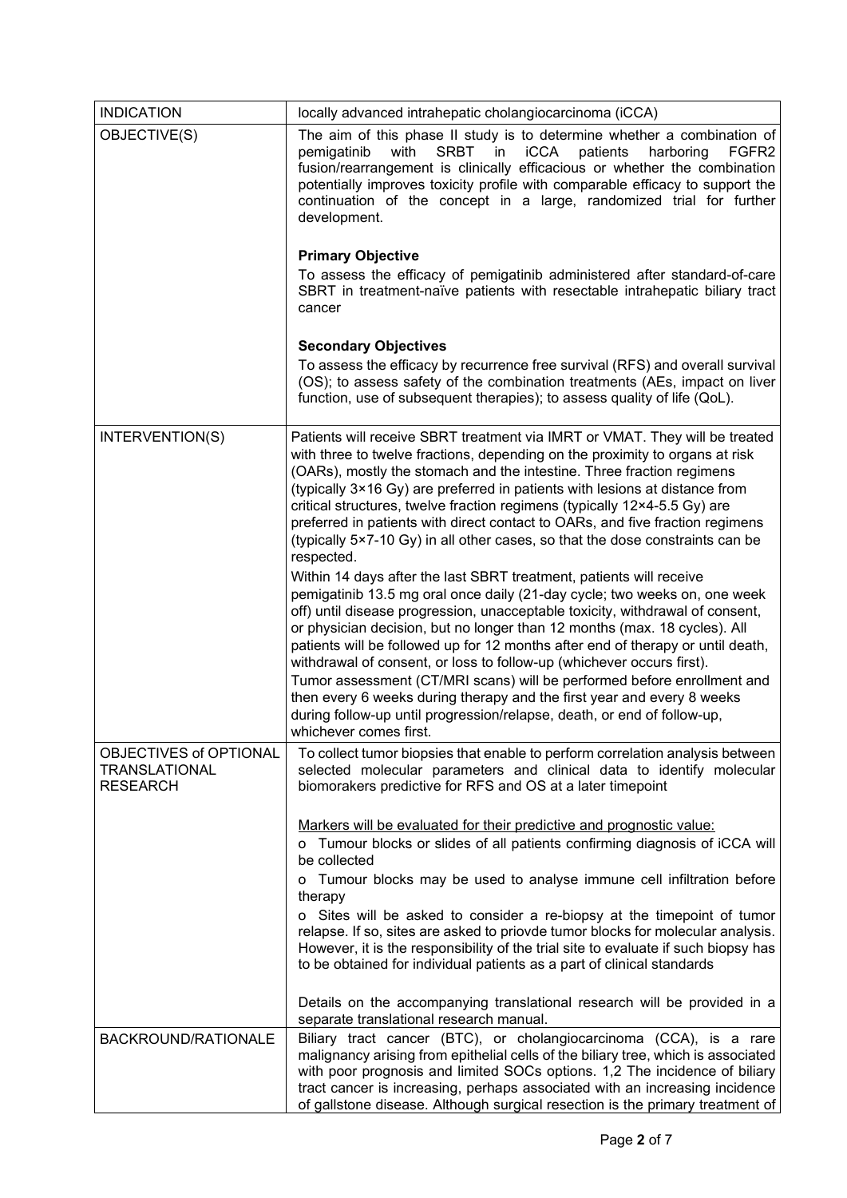| INDICATION | locally advanced intrahepatic cholangiocarcinoma (iCCA) |
|---|---|
| OBJECTIVE(S) | The aim of this phase II study is to determine whether a combination of pemigatinib with SRBT in iCCA patients harboring FGFR2 fusion/rearrangement is clinically efficacious or whether the combination potentially improves toxicity profile with comparable efficacy to support the continuation of the concept in a large, randomized trial for further development.<br><br>**Primary Objective**<br>To assess the efficacy of pemigatinib administered after standard-of-care SBRT in treatment-naïve patients with resectable intrahepatic biliary tract cancer<br><br>**Secondary Objectives**<br>To assess the efficacy by recurrence free survival (RFS) and overall survival (OS); to assess safety of the combination treatments (AEs, impact on liver function, use of subsequent therapies); to assess quality of life (QoL). |
| INTERVENTION(S) | Patients will receive SBRT treatment via IMRT or VMAT. They will be treated with three to twelve fractions, depending on the proximity to organs at risk (OARs), mostly the stomach and the intestine. Three fraction regimens (typically 3×16 Gy) are preferred in patients with lesions at distance from critical structures, twelve fraction regimens (typically 12×4-5.5 Gy) are preferred in patients with direct contact to OARs, and five fraction regimens (typically 5×7-10 Gy) in all other cases, so that the dose constraints can be respected.<br>Within 14 days after the last SBRT treatment, patients will receive pemigatinib 13.5 mg oral once daily (21-day cycle; two weeks on, one week off) until disease progression, unacceptable toxicity, withdrawal of consent, or physician decision, but no longer than 12 months (max. 18 cycles). All patients will be followed up for 12 months after end of therapy or until death, withdrawal of consent, or loss to follow-up (whichever occurs first).<br>Tumor assessment (CT/MRI scans) will be performed before enrollment and then every 6 weeks during therapy and the first year and every 8 weeks during follow-up until progression/relapse, death, or end of follow-up, whichever comes first. |
| OBJECTIVES of OPTIONAL TRANSLATIONAL RESEARCH | To collect tumor biopsies that enable to perform correlation analysis between selected molecular parameters and clinical data to identify molecular biomorakers predictive for RFS and OS at a later timepoint<br><br><u>Markers will be evaluated for their predictive and prognostic value:</u><br>o Tumour blocks or slides of all patients confirming diagnosis of iCCA will be collected<br>o Tumour blocks may be used to analyse immune cell infiltration before therapy<br>o Sites will be asked to consider a re-biopsy at the timepoint of tumor relapse. If so, sites are asked to priovde tumor blocks for molecular analysis. However, it is the responsibility of the trial site to evaluate if such biopsy has to be obtained for individual patients as a part of clinical standards<br><br>Details on the accompanying translational research will be provided in a separate translational research manual. |
| BACKROUND/RATIONALE | Biliary tract cancer (BTC), or cholangiocarcinoma (CCA), is a rare malignancy arising from epithelial cells of the biliary tree, which is associated with poor prognosis and limited SOCs options. 1,2 The incidence of biliary tract cancer is increasing, perhaps associated with an increasing incidence of gallstone disease. Although surgical resection is the primary treatment of |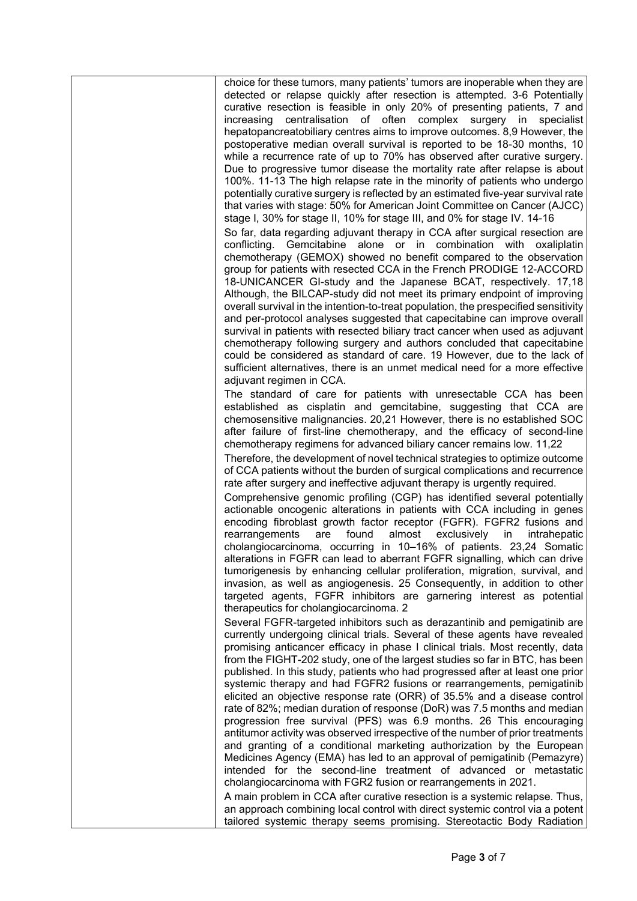choice for these tumors, many patients' tumors are inoperable when they are detected or relapse quickly after resection is attempted. 3-6 Potentially curative resection is feasible in only 20% of presenting patients, 7 and increasing centralisation of often complex surgery in specialist hepatopancreatobiliary centres aims to improve outcomes. 8,9 However, the postoperative median overall survival is reported to be 18-30 months, 10 while a recurrence rate of up to 70% has observed after curative surgery. Due to progressive tumor disease the mortality rate after relapse is about 100%. 11-13 The high relapse rate in the minority of patients who undergo potentially curative surgery is reflected by an estimated five-year survival rate that varies with stage: 50% for American Joint Committee on Cancer (AJCC) stage I, 30% for stage II, 10% for stage III, and 0% for stage IV. 14-16

So far, data regarding adjuvant therapy in CCA after surgical resection are conflicting. Gemcitabine alone or in combination with oxaliplatin chemotherapy (GEMOX) showed no benefit compared to the observation group for patients with resected CCA in the French PRODIGE 12-ACCORD 18-UNICANCER GI-study and the Japanese BCAT, respectively. 17,18 Although, the BILCAP-study did not meet its primary endpoint of improving overall survival in the intention-to-treat population, the prespecified sensitivity and per-protocol analyses suggested that capecitabine can improve overall survival in patients with resected biliary tract cancer when used as adjuvant chemotherapy following surgery and authors concluded that capecitabine could be considered as standard of care. 19 However, due to the lack of sufficient alternatives, there is an unmet medical need for a more effective adjuvant regimen in CCA.

The standard of care for patients with unresectable CCA has been established as cisplatin and gemcitabine, suggesting that CCA are chemosensitive malignancies. 20,21 However, there is no established SOC after failure of first-line chemotherapy, and the efficacy of second-line chemotherapy regimens for advanced biliary cancer remains low. 11,22

Therefore, the development of novel technical strategies to optimize outcome of CCA patients without the burden of surgical complications and recurrence rate after surgery and ineffective adjuvant therapy is urgently required.

Comprehensive genomic profiling (CGP) has identified several potentially actionable oncogenic alterations in patients with CCA including in genes encoding fibroblast growth factor receptor (FGFR). FGFR2 fusions and rearrangements are found almost exclusively in intrahepatic cholangiocarcinoma, occurring in 10–16% of patients. 23,24 Somatic alterations in FGFR can lead to aberrant FGFR signalling, which can drive tumorigenesis by enhancing cellular proliferation, migration, survival, and invasion, as well as angiogenesis. 25 Consequently, in addition to other targeted agents, FGFR inhibitors are garnering interest as potential therapeutics for cholangiocarcinoma. 2

Several FGFR-targeted inhibitors such as derazantinib and pemigatinib are currently undergoing clinical trials. Several of these agents have revealed promising anticancer efficacy in phase I clinical trials. Most recently, data from the FIGHT-202 study, one of the largest studies so far in BTC, has been published. In this study, patients who had progressed after at least one prior systemic therapy and had FGFR2 fusions or rearrangements, pemigatinib elicited an objective response rate (ORR) of 35.5% and a disease control rate of 82%; median duration of response (DoR) was 7.5 months and median progression free survival (PFS) was 6.9 months. 26 This encouraging antitumor activity was observed irrespective of the number of prior treatments and granting of a conditional marketing authorization by the European Medicines Agency (EMA) has led to an approval of pemigatinib (Pemazyre) intended for the second-line treatment of advanced or metastatic cholangiocarcinoma with FGR2 fusion or rearrangements in 2021.

A main problem in CCA after curative resection is a systemic relapse. Thus, an approach combining local control with direct systemic control via a potent tailored systemic therapy seems promising. Stereotactic Body Radiation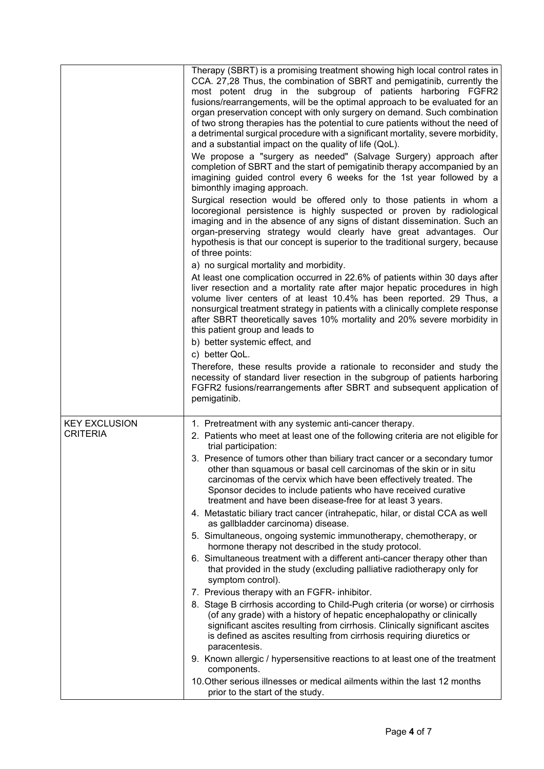| | |
|---|---|
| | Therapy (SBRT) is a promising treatment showing high local control rates in CCA. 27,28 Thus, the combination of SBRT and pemigatinib, currently the most potent drug in the subgroup of patients harboring FGFR2 fusions/rearrangements, will be the optimal approach to be evaluated for an organ preservation concept with only surgery on demand. Such combination of two strong therapies has the potential to cure patients without the need of a detrimental surgical procedure with a significant mortality, severe morbidity, and a substantial impact on the quality of life (QoL).<br>We propose a "surgery as needed" (Salvage Surgery) approach after completion of SBRT and the start of pemigatinib therapy accompanied by an imagining guided control every 6 weeks for the 1st year followed by a bimonthly imaging approach.<br>Surgical resection would be offered only to those patients in whom a locoregional persistence is highly suspected or proven by radiological imaging and in the absence of any signs of distant dissemination. Such an organ-preserving strategy would clearly have great advantages. Our hypothesis is that our concept is superior to the traditional surgery, because of three points:<br>a) no surgical mortality and morbidity.<br>At least one complication occurred in 22.6% of patients within 30 days after liver resection and a mortality rate after major hepatic procedures in high volume liver centers of at least 10.4% has been reported. 29 Thus, a nonsurgical treatment strategy in patients with a clinically complete response after SBRT theoretically saves 10% mortality and 20% severe morbidity in this patient group and leads to<br>b) better systemic effect, and<br>c) better QoL.<br>Therefore, these results provide a rationale to reconsider and study the necessity of standard liver resection in the subgroup of patients harboring FGFR2 fusions/rearrangements after SBRT and subsequent application of pemigatinib. |
| KEY EXCLUSION CRITERIA | 1. Pretreatment with any systemic anti-cancer therapy.<br>2. Patients who meet at least one of the following criteria are not eligible for trial participation:<br>3. Presence of tumors other than biliary tract cancer or a secondary tumor other than squamous or basal cell carcinomas of the skin or in situ carcinomas of the cervix which have been effectively treated. The Sponsor decides to include patients who have received curative treatment and have been disease-free for at least 3 years.<br>4. Metastatic biliary tract cancer (intrahepatic, hilar, or distal CCA as well as gallbladder carcinoma) disease.<br>5. Simultaneous, ongoing systemic immunotherapy, chemotherapy, or hormone therapy not described in the study protocol.<br>6. Simultaneous treatment with a different anti-cancer therapy other than that provided in the study (excluding palliative radiotherapy only for symptom control).<br>7. Previous therapy with an FGFR- inhibitor.<br>8. Stage B cirrhosis according to Child-Pugh criteria (or worse) or cirrhosis (of any grade) with a history of hepatic encephalopathy or clinically significant ascites resulting from cirrhosis. Clinically significant ascites is defined as ascites resulting from cirrhosis requiring diuretics or paracentesis.<br>9. Known allergic / hypersensitive reactions to at least one of the treatment components.<br>10. Other serious illnesses or medical ailments within the last 12 months prior to the start of the study. |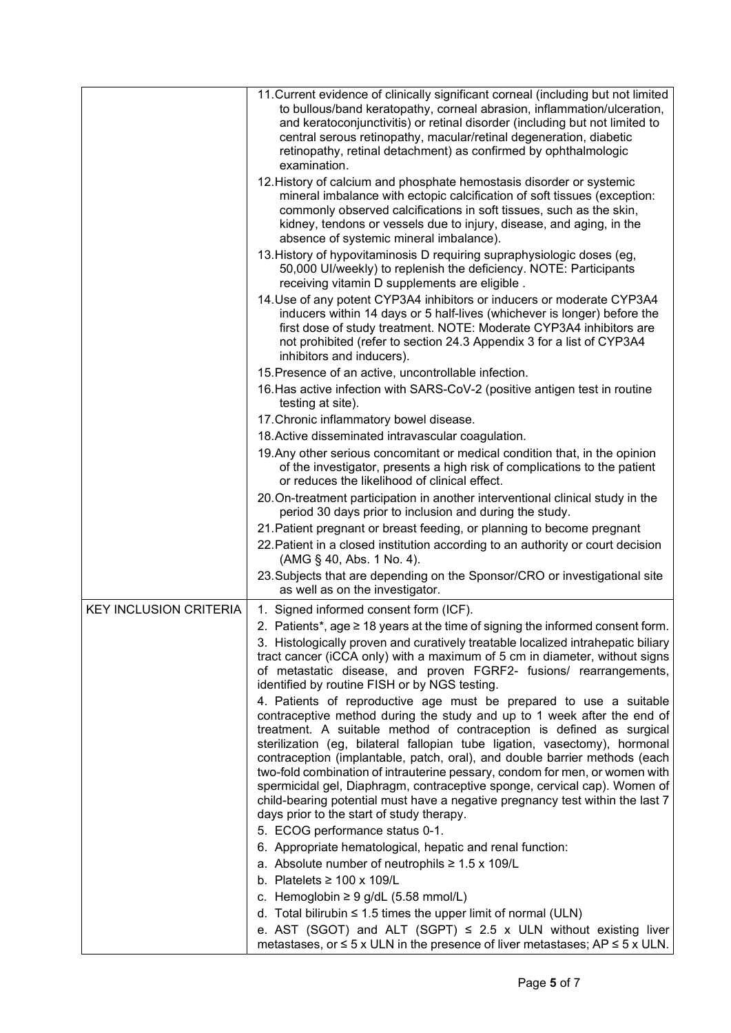| | |
|---|---|
| | 11. Current evidence of clinically significant corneal (including but not limited to bullous/band keratopathy, corneal abrasion, inflammation/ulceration, and keratoconjunctivitis) or retinal disorder (including but not limited to central serous retinopathy, macular/retinal degeneration, diabetic retinopathy, retinal detachment) as confirmed by ophthalmologic examination.<br>12. History of calcium and phosphate hemostasis disorder or systemic mineral imbalance with ectopic calcification of soft tissues (exception: commonly observed calcifications in soft tissues, such as the skin, kidney, tendons or vessels due to injury, disease, and aging, in the absence of systemic mineral imbalance).<br>13. History of hypovitaminosis D requiring supraphysiologic doses (eg, 50,000 UI/weekly) to replenish the deficiency. NOTE: Participants receiving vitamin D supplements are eligible .<br>14. Use of any potent CYP3A4 inhibitors or inducers or moderate CYP3A4 inducers within 14 days or 5 half-lives (whichever is longer) before the first dose of study treatment. NOTE: Moderate CYP3A4 inhibitors are not prohibited (refer to section 24.3 Appendix 3 for a list of CYP3A4 inhibitors and inducers).<br>15. Presence of an active, uncontrollable infection.<br>16. Has active infection with SARS-CoV-2 (positive antigen test in routine testing at site).<br>17. Chronic inflammatory bowel disease.<br>18. Active disseminated intravascular coagulation.<br>19. Any other serious concomitant or medical condition that, in the opinion of the investigator, presents a high risk of complications to the patient or reduces the likelihood of clinical effect.<br>20. On-treatment participation in another interventional clinical study in the period 30 days prior to inclusion and during the study.<br>21. Patient pregnant or breast feeding, or planning to become pregnant<br>22. Patient in a closed institution according to an authority or court decision (AMG § 40, Abs. 1 No. 4).<br>23. Subjects that are depending on the Sponsor/CRO or investigational site as well as on the investigator. |
| KEY INCLUSION CRITERIA | 1. Signed informed consent form (ICF).<br>2. Patients*, age ≥ 18 years at the time of signing the informed consent form.<br>3. Histologically proven and curatively treatable localized intrahepatic biliary tract cancer (iCCA only) with a maximum of 5 cm in diameter, without signs of metastatic disease, and proven FGRF2- fusions/ rearrangements, identified by routine FISH or by NGS testing.<br>4. Patients of reproductive age must be prepared to use a suitable contraceptive method during the study and up to 1 week after the end of treatment. A suitable method of contraception is defined as surgical sterilization (eg, bilateral fallopian tube ligation, vasectomy), hormonal contraception (implantable, patch, oral), and double barrier methods (each two-fold combination of intrauterine pessary, condom for men, or women with spermicidal gel, Diaphragm, contraceptive sponge, cervical cap). Women of child-bearing potential must have a negative pregnancy test within the last 7 days prior to the start of study therapy.<br>5. ECOG performance status 0-1.<br>6. Appropriate hematological, hepatic and renal function:<br>a. Absolute number of neutrophils ≥ 1.5 x 109/L<br>b. Platelets ≥ 100 x 109/L<br>c. Hemoglobin ≥ 9 g/dL (5.58 mmol/L)<br>d. Total bilirubin ≤ 1.5 times the upper limit of normal (ULN)<br>e. AST (SGOT) and ALT (SGPT) ≤ 2.5 x ULN without existing liver metastases, or ≤ 5 x ULN in the presence of liver metastases; AP ≤ 5 x ULN. |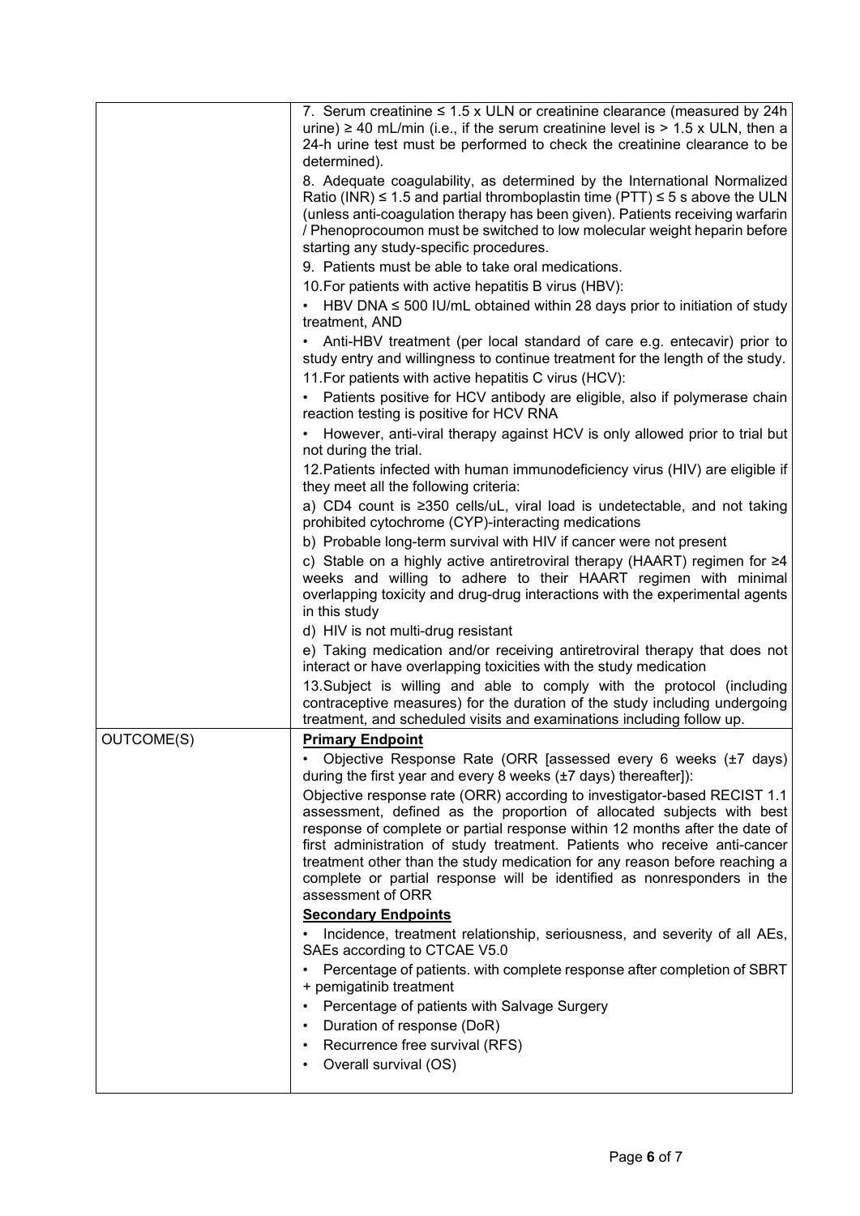| | |
|---|---|
| | 7. Serum creatinine ≤ 1.5 x ULN or creatinine clearance (measured by 24h urine) ≥ 40 mL/min (i.e., if the serum creatinine level is > 1.5 x ULN, then a 24-h urine test must be performed to check the creatinine clearance to be determined).<br>8. Adequate coagulability, as determined by the International Normalized Ratio (INR) ≤ 1.5 and partial thromboplastin time (PTT) ≤ 5 s above the ULN (unless anti-coagulation therapy has been given). Patients receiving warfarin / Phenoprocoumon must be switched to low molecular weight heparin before starting any study-specific procedures.<br>9. Patients must be able to take oral medications.<br>10. For patients with active hepatitis B virus (HBV):<br>• HBV DNA ≤ 500 IU/mL obtained within 28 days prior to initiation of study treatment, AND<br>• Anti-HBV treatment (per local standard of care e.g. entecavir) prior to study entry and willingness to continue treatment for the length of the study.<br>11. For patients with active hepatitis C virus (HCV):<br>• Patients positive for HCV antibody are eligible, also if polymerase chain reaction testing is positive for HCV RNA<br>• However, anti-viral therapy against HCV is only allowed prior to trial but not during the trial.<br>12. Patients infected with human immunodeficiency virus (HIV) are eligible if they meet all the following criteria:<br>a) CD4 count is ≥350 cells/uL, viral load is undetectable, and not taking prohibited cytochrome (CYP)-interacting medications<br>b) Probable long-term survival with HIV if cancer were not present<br>c) Stable on a highly active antiretroviral therapy (HAART) regimen for ≥4 weeks and willing to adhere to their HAART regimen with minimal overlapping toxicity and drug-drug interactions with the experimental agents in this study<br>d) HIV is not multi-drug resistant<br>e) Taking medication and/or receiving antiretroviral therapy that does not interact or have overlapping toxicities with the study medication<br>13. Subject is willing and able to comply with the protocol (including contraceptive measures) for the duration of the study including undergoing treatment, and scheduled visits and examinations including follow up. |
| OUTCOME(S) | **Primary Endpoint**<br>• Objective Response Rate (ORR [assessed every 6 weeks (±7 days) during the first year and every 8 weeks (±7 days) thereafter]):<br>Objective response rate (ORR) according to investigator-based RECIST 1.1 assessment, defined as the proportion of allocated subjects with best response of complete or partial response within 12 months after the date of first administration of study treatment. Patients who receive anti-cancer treatment other than the study medication for any reason before reaching a complete or partial response will be identified as nonresponders in the assessment of ORR<br>**Secondary Endpoints**<br>• Incidence, treatment relationship, seriousness, and severity of all AEs, SAEs according to CTCAE V5.0<br>• Percentage of patients. with complete response after completion of SBRT + pemigatinib treatment<br>• Percentage of patients with Salvage Surgery<br>• Duration of response (DoR)<br>• Recurrence free survival (RFS)<br>• Overall survival (OS) |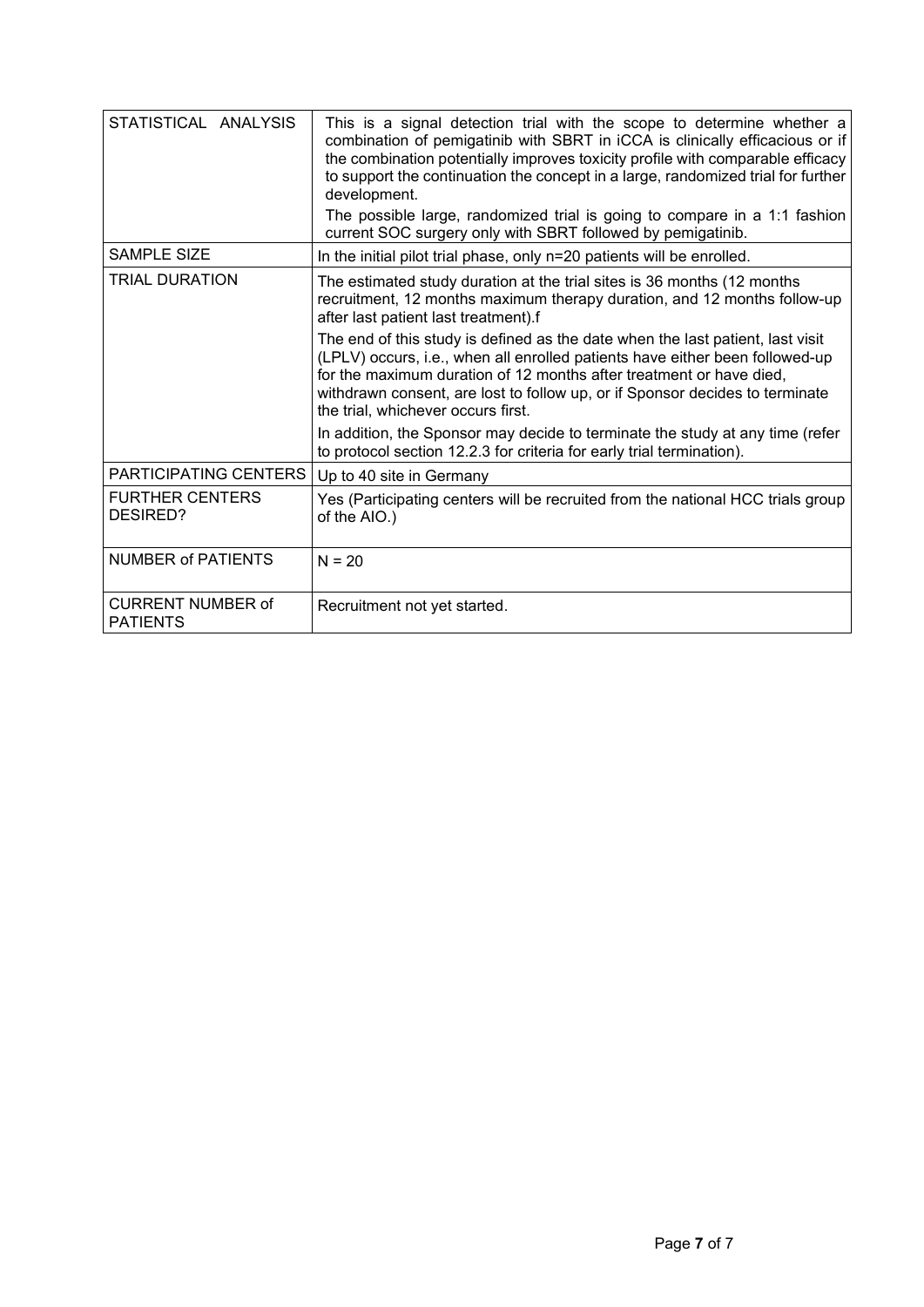| | |
|---|---|
| STATISTICAL ANALYSIS | This is a signal detection trial with the scope to determine whether a combination of pemigatinib with SBRT in iCCA is clinically efficacious or if the combination potentially improves toxicity profile with comparable efficacy to support the continuation the concept in a large, randomized trial for further development.<br>The possible large, randomized trial is going to compare in a 1:1 fashion current SOC surgery only with SBRT followed by pemigatinib. |
| SAMPLE SIZE | In the initial pilot trial phase, only n=20 patients will be enrolled. |
| TRIAL DURATION | The estimated study duration at the trial sites is 36 months (12 months recruitment, 12 months maximum therapy duration, and 12 months follow-up after last patient last treatment).f<br>The end of this study is defined as the date when the last patient, last visit (LPLV) occurs, i.e., when all enrolled patients have either been followed-up for the maximum duration of 12 months after treatment or have died, withdrawn consent, are lost to follow up, or if Sponsor decides to terminate the trial, whichever occurs first.<br>In addition, the Sponsor may decide to terminate the study at any time (refer to protocol section 12.2.3 for criteria for early trial termination). |
| PARTICIPATING CENTERS | Up to 40 site in Germany |
| FURTHER CENTERS DESIRED? | Yes (Participating centers will be recruited from the national HCC trials group of the AIO.) |
| NUMBER of PATIENTS | N = 20 |
| CURRENT NUMBER of PATIENTS | Recruitment not yet started. |